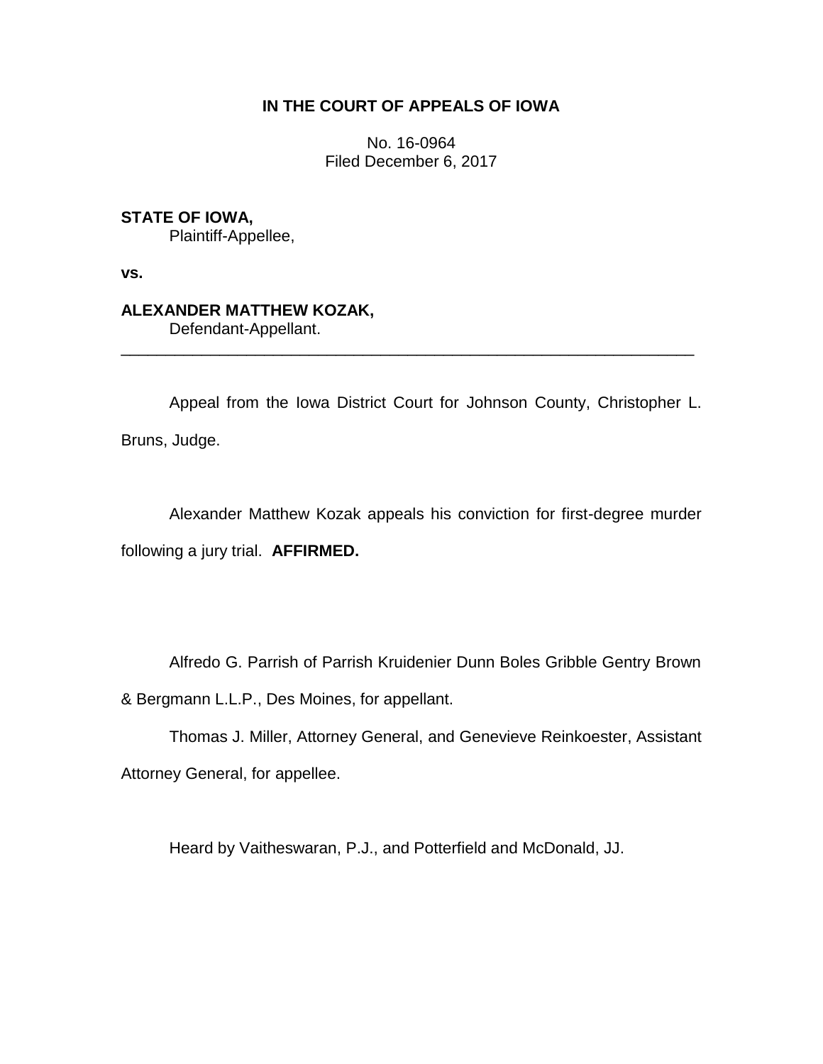**IN THE COURT OF APPEALS OF IOWA**

No. 16-0964
Filed December 6, 2017

**STATE OF IOWA,**
Plaintiff-Appellee,

**vs.**

**ALEXANDER MATTHEW KOZAK,**
Defendant-Appellant.

---

Appeal from the Iowa District Court for Johnson County, Christopher L. Bruns, Judge.

Alexander Matthew Kozak appeals his conviction for first-degree murder following a jury trial. **AFFIRMED.**

Alfredo G. Parrish of Parrish Kruidenier Dunn Boles Gribble Gentry Brown & Bergmann L.L.P., Des Moines, for appellant.

Thomas J. Miller, Attorney General, and Genevieve Reinkoester, Assistant Attorney General, for appellee.

Heard by Vaitheswaran, P.J., and Potterfield and McDonald, JJ.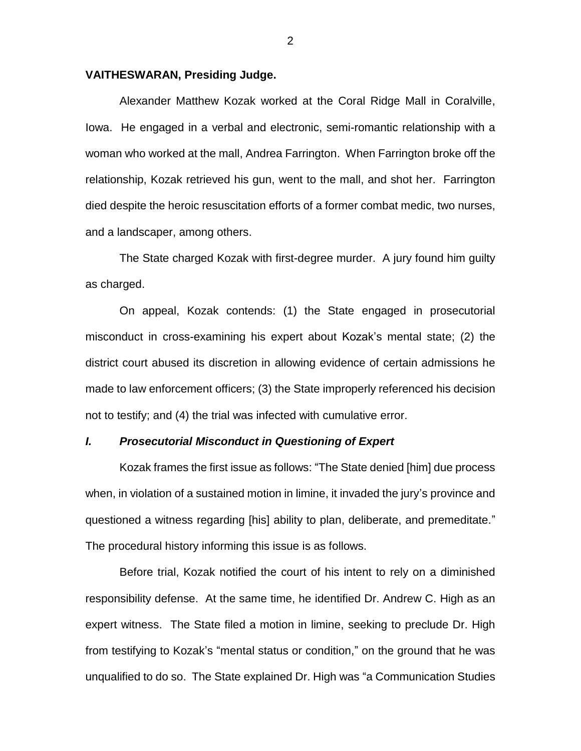**VAITHESWARAN, Presiding Judge.**

Alexander Matthew Kozak worked at the Coral Ridge Mall in Coralville, Iowa. He engaged in a verbal and electronic, semi-romantic relationship with a woman who worked at the mall, Andrea Farrington. When Farrington broke off the relationship, Kozak retrieved his gun, went to the mall, and shot her. Farrington died despite the heroic resuscitation efforts of a former combat medic, two nurses, and a landscaper, among others.

The State charged Kozak with first-degree murder. A jury found him guilty as charged.

On appeal, Kozak contends: (1) the State engaged in prosecutorial misconduct in cross-examining his expert about Kozak's mental state; (2) the district court abused its discretion in allowing evidence of certain admissions he made to law enforcement officers; (3) the State improperly referenced his decision not to testify; and (4) the trial was infected with cumulative error.

### *I. Prosecutorial Misconduct in Questioning of Expert*

Kozak frames the first issue as follows: "The State denied [him] due process when, in violation of a sustained motion in limine, it invaded the jury's province and questioned a witness regarding [his] ability to plan, deliberate, and premeditate." The procedural history informing this issue is as follows.

Before trial, Kozak notified the court of his intent to rely on a diminished responsibility defense. At the same time, he identified Dr. Andrew C. High as an expert witness. The State filed a motion in limine, seeking to preclude Dr. High from testifying to Kozak's "mental status or condition," on the ground that he was unqualified to do so. The State explained Dr. High was "a Communication Studies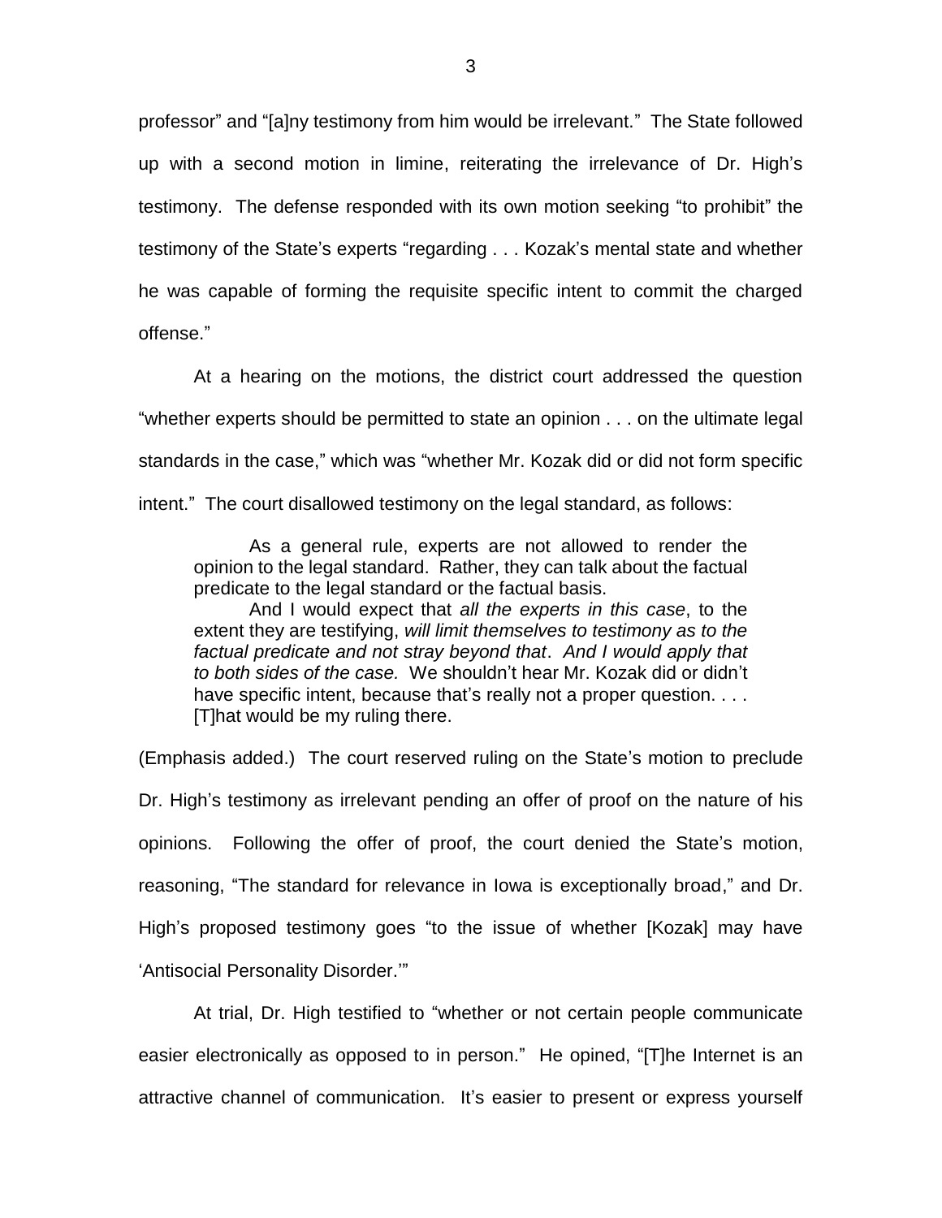professor" and "[a]ny testimony from him would be irrelevant." The State followed up with a second motion in limine, reiterating the irrelevance of Dr. High's testimony. The defense responded with its own motion seeking "to prohibit" the testimony of the State's experts "regarding . . . Kozak's mental state and whether he was capable of forming the requisite specific intent to commit the charged offense."

At a hearing on the motions, the district court addressed the question "whether experts should be permitted to state an opinion . . . on the ultimate legal standards in the case," which was "whether Mr. Kozak did or did not form specific intent." The court disallowed testimony on the legal standard, as follows:

> As a general rule, experts are not allowed to render the opinion to the legal standard. Rather, they can talk about the factual predicate to the legal standard or the factual basis.
>
> And I would expect that *all the experts in this case*, to the extent they are testifying, *will limit themselves to testimony as to the factual predicate and not stray beyond that*. *And I would apply that to both sides of the case.* We shouldn't hear Mr. Kozak did or didn't have specific intent, because that's really not a proper question. . . . [T]hat would be my ruling there.

(Emphasis added.) The court reserved ruling on the State's motion to preclude Dr. High's testimony as irrelevant pending an offer of proof on the nature of his opinions. Following the offer of proof, the court denied the State's motion, reasoning, "The standard for relevance in Iowa is exceptionally broad," and Dr. High's proposed testimony goes "to the issue of whether [Kozak] may have 'Antisocial Personality Disorder.'"

At trial, Dr. High testified to "whether or not certain people communicate easier electronically as opposed to in person." He opined, "[T]he Internet is an attractive channel of communication. It's easier to present or express yourself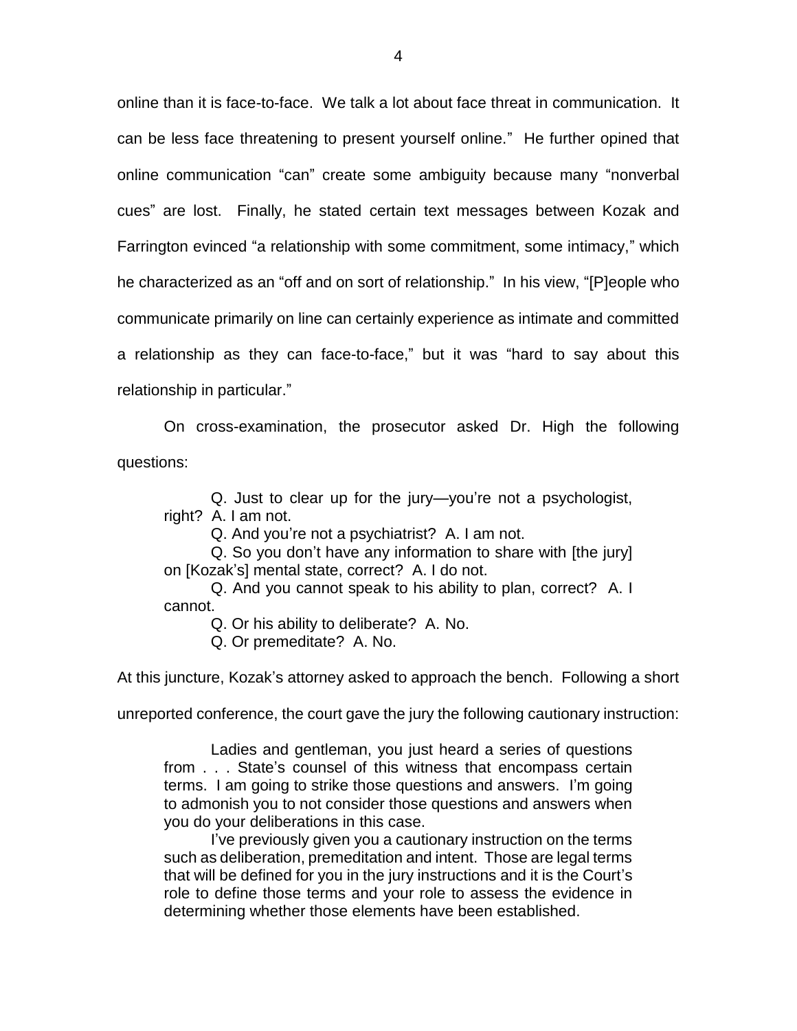online than it is face-to-face. We talk a lot about face threat in communication. It can be less face threatening to present yourself online." He further opined that online communication "can" create some ambiguity because many "nonverbal cues" are lost. Finally, he stated certain text messages between Kozak and Farrington evinced "a relationship with some commitment, some intimacy," which he characterized as an "off and on sort of relationship." In his view, "[P]eople who communicate primarily on line can certainly experience as intimate and committed a relationship as they can face-to-face," but it was "hard to say about this relationship in particular."

On cross-examination, the prosecutor asked Dr. High the following questions:

> Q. Just to clear up for the jury—you're not a psychologist, right? A. I am not.
>
> Q. And you're not a psychiatrist? A. I am not.
>
> Q. So you don't have any information to share with [the jury] on [Kozak's] mental state, correct? A. I do not.
>
> Q. And you cannot speak to his ability to plan, correct? A. I cannot.
>
> Q. Or his ability to deliberate? A. No.
>
> Q. Or premeditate? A. No.

At this juncture, Kozak's attorney asked to approach the bench. Following a short unreported conference, the court gave the jury the following cautionary instruction:

> Ladies and gentleman, you just heard a series of questions from . . . State's counsel of this witness that encompass certain terms. I am going to strike those questions and answers. I'm going to admonish you to not consider those questions and answers when you do your deliberations in this case.
>
> I've previously given you a cautionary instruction on the terms such as deliberation, premeditation and intent. Those are legal terms that will be defined for you in the jury instructions and it is the Court's role to define those terms and your role to assess the evidence in determining whether those elements have been established.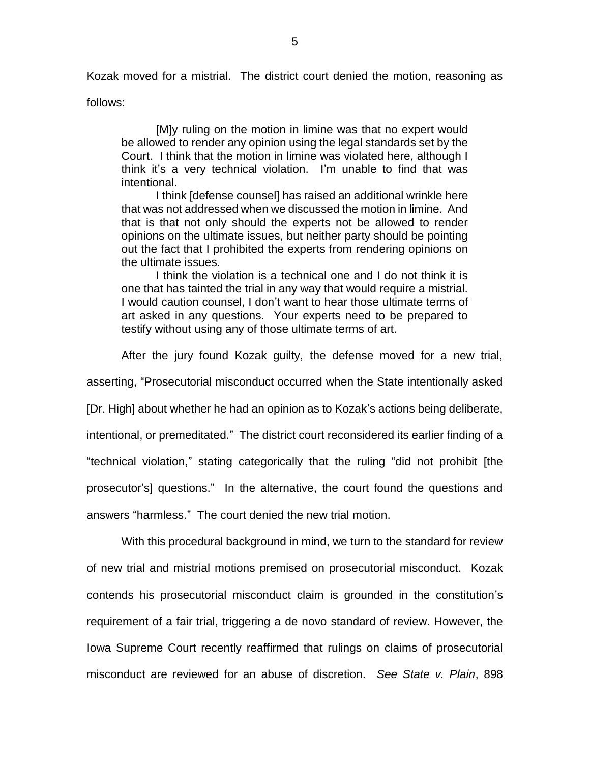Kozak moved for a mistrial. The district court denied the motion, reasoning as follows:

> [M]y ruling on the motion in limine was that no expert would be allowed to render any opinion using the legal standards set by the Court. I think that the motion in limine was violated here, although I think it's a very technical violation. I'm unable to find that was intentional.
>
> I think [defense counsel] has raised an additional wrinkle here that was not addressed when we discussed the motion in limine. And that is that not only should the experts not be allowed to render opinions on the ultimate issues, but neither party should be pointing out the fact that I prohibited the experts from rendering opinions on the ultimate issues.
>
> I think the violation is a technical one and I do not think it is one that has tainted the trial in any way that would require a mistrial. I would caution counsel, I don't want to hear those ultimate terms of art asked in any questions. Your experts need to be prepared to testify without using any of those ultimate terms of art.

After the jury found Kozak guilty, the defense moved for a new trial, asserting, "Prosecutorial misconduct occurred when the State intentionally asked [Dr. High] about whether he had an opinion as to Kozak's actions being deliberate, intentional, or premeditated." The district court reconsidered its earlier finding of a "technical violation," stating categorically that the ruling "did not prohibit [the prosecutor's] questions." In the alternative, the court found the questions and answers "harmless." The court denied the new trial motion.

With this procedural background in mind, we turn to the standard for review of new trial and mistrial motions premised on prosecutorial misconduct. Kozak contends his prosecutorial misconduct claim is grounded in the constitution's requirement of a fair trial, triggering a de novo standard of review. However, the Iowa Supreme Court recently reaffirmed that rulings on claims of prosecutorial misconduct are reviewed for an abuse of discretion. *See State v. Plain*, 898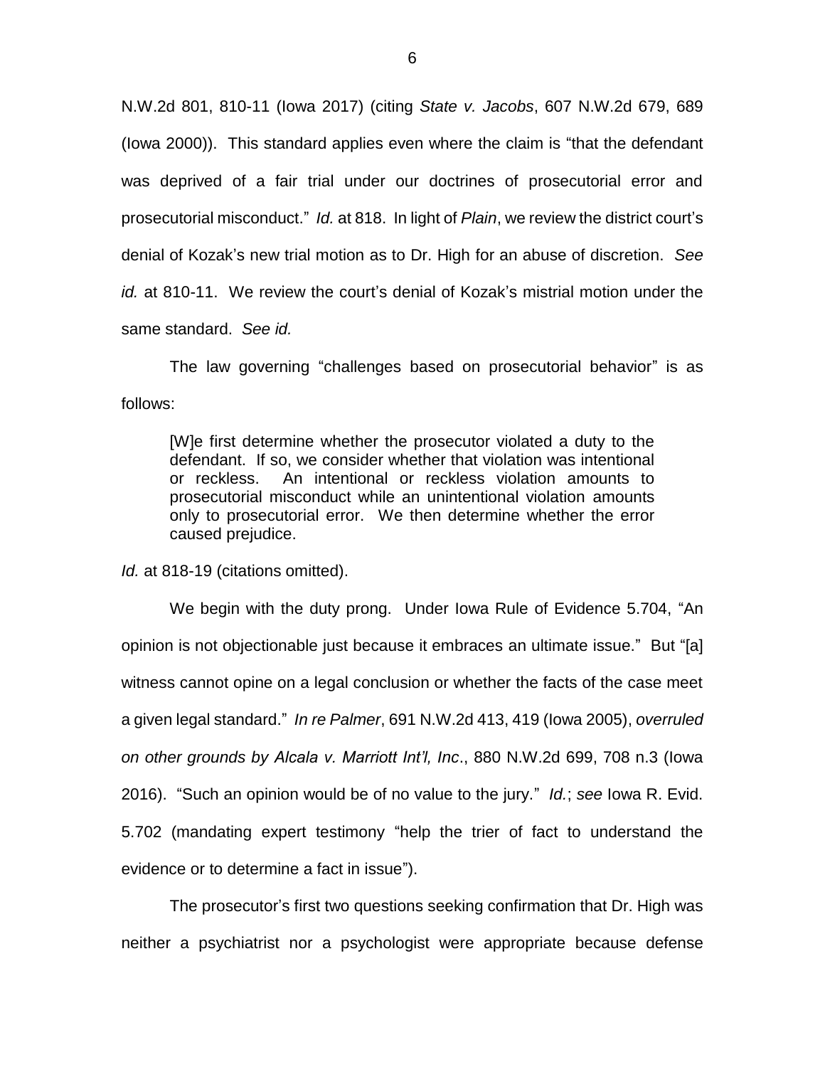N.W.2d 801, 810-11 (Iowa 2017) (citing *State v. Jacobs*, 607 N.W.2d 679, 689 (Iowa 2000)). This standard applies even where the claim is "that the defendant was deprived of a fair trial under our doctrines of prosecutorial error and prosecutorial misconduct." *Id.* at 818. In light of *Plain*, we review the district court's denial of Kozak's new trial motion as to Dr. High for an abuse of discretion. *See id.* at 810-11. We review the court's denial of Kozak's mistrial motion under the same standard. *See id.*

The law governing "challenges based on prosecutorial behavior" is as follows:

> [W]e first determine whether the prosecutor violated a duty to the defendant. If so, we consider whether that violation was intentional or reckless. An intentional or reckless violation amounts to prosecutorial misconduct while an unintentional violation amounts only to prosecutorial error. We then determine whether the error caused prejudice.

*Id.* at 818-19 (citations omitted).

We begin with the duty prong. Under Iowa Rule of Evidence 5.704, "An opinion is not objectionable just because it embraces an ultimate issue." But "[a] witness cannot opine on a legal conclusion or whether the facts of the case meet a given legal standard." *In re Palmer*, 691 N.W.2d 413, 419 (Iowa 2005), *overruled on other grounds by Alcala v. Marriott Int'l, Inc*., 880 N.W.2d 699, 708 n.3 (Iowa 2016). "Such an opinion would be of no value to the jury." *Id.*; *see* Iowa R. Evid. 5.702 (mandating expert testimony "help the trier of fact to understand the evidence or to determine a fact in issue").

The prosecutor's first two questions seeking confirmation that Dr. High was neither a psychiatrist nor a psychologist were appropriate because defense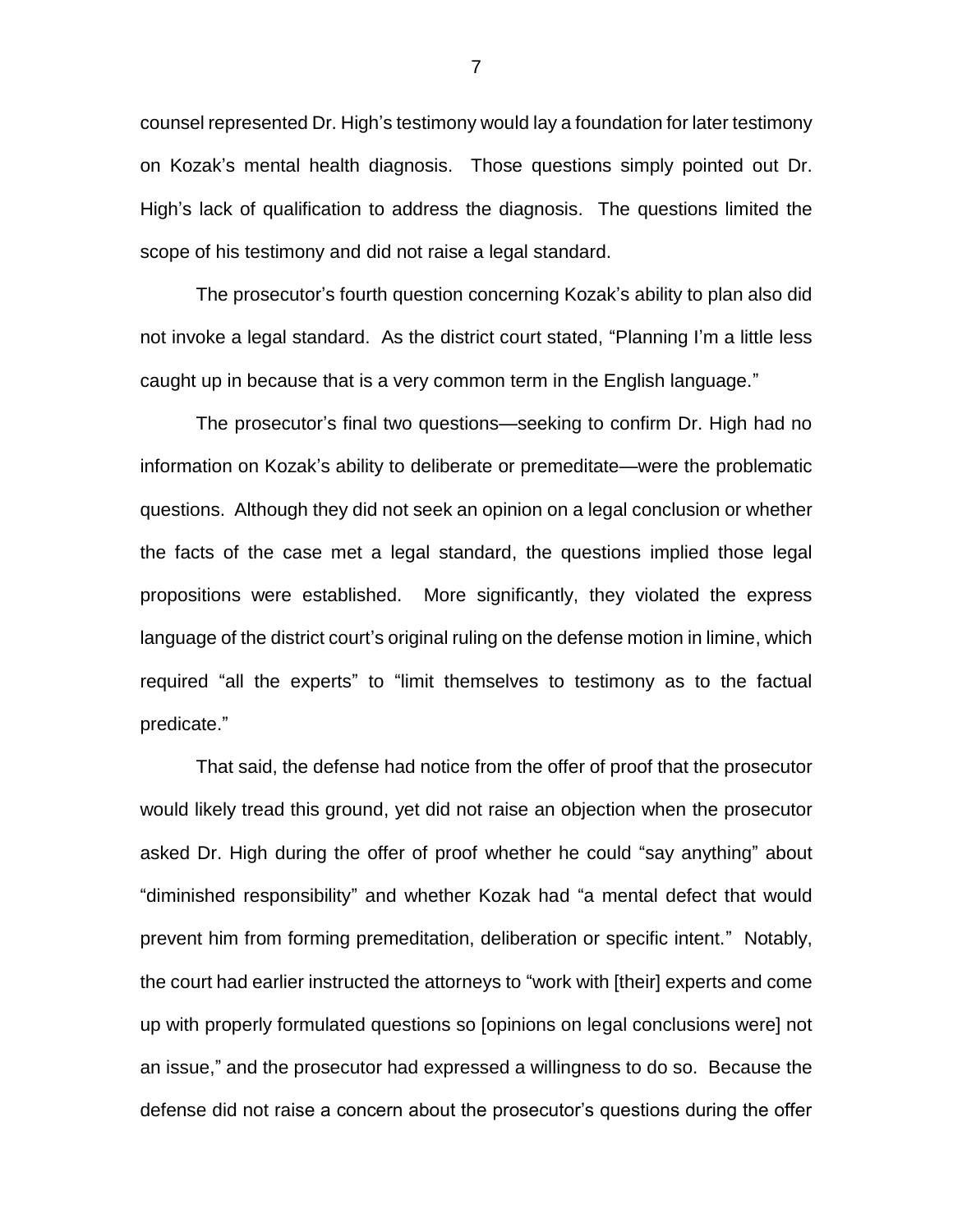counsel represented Dr. High's testimony would lay a foundation for later testimony on Kozak's mental health diagnosis. Those questions simply pointed out Dr. High's lack of qualification to address the diagnosis. The questions limited the scope of his testimony and did not raise a legal standard.

The prosecutor's fourth question concerning Kozak's ability to plan also did not invoke a legal standard. As the district court stated, "Planning I'm a little less caught up in because that is a very common term in the English language."

The prosecutor's final two questions—seeking to confirm Dr. High had no information on Kozak's ability to deliberate or premeditate—were the problematic questions. Although they did not seek an opinion on a legal conclusion or whether the facts of the case met a legal standard, the questions implied those legal propositions were established. More significantly, they violated the express language of the district court's original ruling on the defense motion in limine, which required "all the experts" to "limit themselves to testimony as to the factual predicate."

That said, the defense had notice from the offer of proof that the prosecutor would likely tread this ground, yet did not raise an objection when the prosecutor asked Dr. High during the offer of proof whether he could "say anything" about "diminished responsibility" and whether Kozak had "a mental defect that would prevent him from forming premeditation, deliberation or specific intent." Notably, the court had earlier instructed the attorneys to "work with [their] experts and come up with properly formulated questions so [opinions on legal conclusions were] not an issue," and the prosecutor had expressed a willingness to do so. Because the defense did not raise a concern about the prosecutor's questions during the offer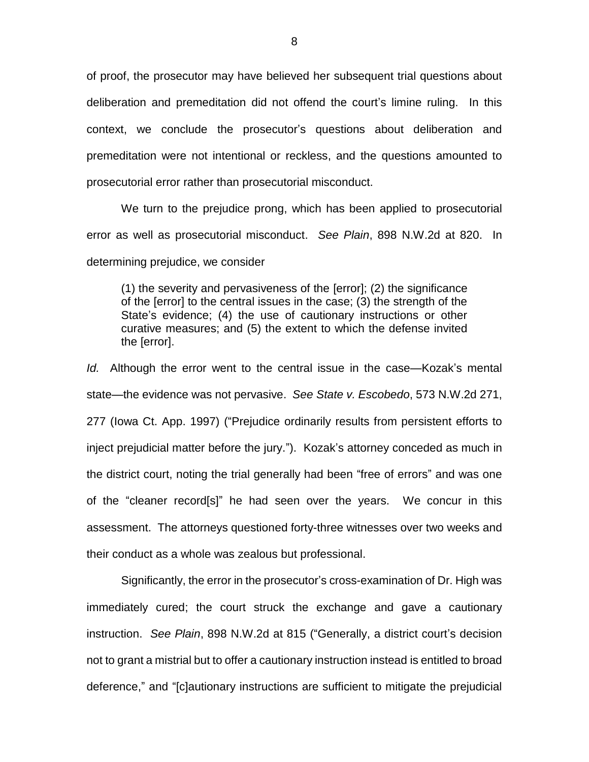of proof, the prosecutor may have believed her subsequent trial questions about deliberation and premeditation did not offend the court's limine ruling. In this context, we conclude the prosecutor's questions about deliberation and premeditation were not intentional or reckless, and the questions amounted to prosecutorial error rather than prosecutorial misconduct.

We turn to the prejudice prong, which has been applied to prosecutorial error as well as prosecutorial misconduct. *See Plain*, 898 N.W.2d at 820. In determining prejudice, we consider

> (1) the severity and pervasiveness of the [error]; (2) the significance of the [error] to the central issues in the case; (3) the strength of the State's evidence; (4) the use of cautionary instructions or other curative measures; and (5) the extent to which the defense invited the [error].

*Id.* Although the error went to the central issue in the case—Kozak's mental state—the evidence was not pervasive. *See State v. Escobedo*, 573 N.W.2d 271, 277 (Iowa Ct. App. 1997) ("Prejudice ordinarily results from persistent efforts to inject prejudicial matter before the jury."). Kozak's attorney conceded as much in the district court, noting the trial generally had been "free of errors" and was one of the "cleaner record[s]" he had seen over the years. We concur in this assessment. The attorneys questioned forty-three witnesses over two weeks and their conduct as a whole was zealous but professional.

Significantly, the error in the prosecutor's cross-examination of Dr. High was immediately cured; the court struck the exchange and gave a cautionary instruction. *See Plain*, 898 N.W.2d at 815 ("Generally, a district court's decision not to grant a mistrial but to offer a cautionary instruction instead is entitled to broad deference," and "[c]autionary instructions are sufficient to mitigate the prejudicial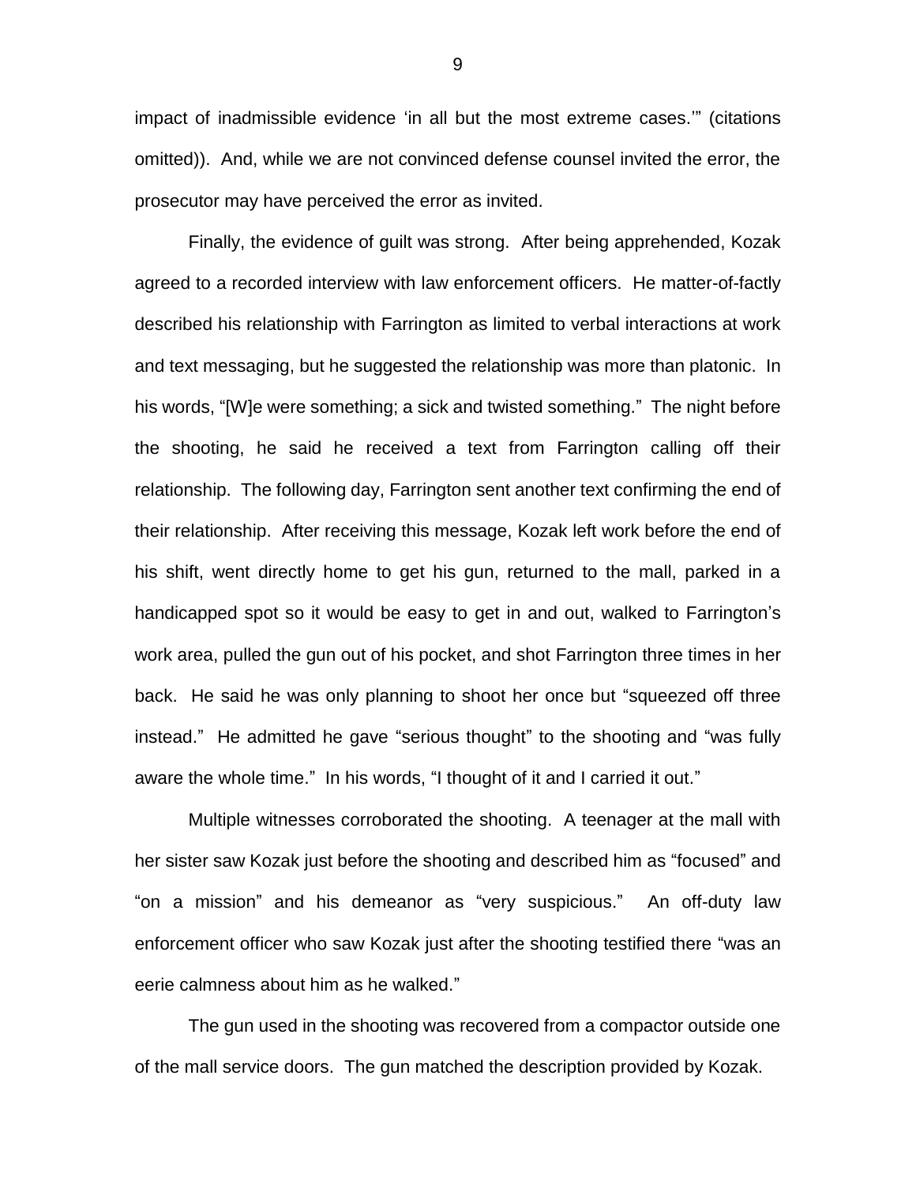impact of inadmissible evidence 'in all but the most extreme cases.'" (citations omitted)). And, while we are not convinced defense counsel invited the error, the prosecutor may have perceived the error as invited.

Finally, the evidence of guilt was strong. After being apprehended, Kozak agreed to a recorded interview with law enforcement officers. He matter-of-factly described his relationship with Farrington as limited to verbal interactions at work and text messaging, but he suggested the relationship was more than platonic. In his words, "[W]e were something; a sick and twisted something." The night before the shooting, he said he received a text from Farrington calling off their relationship. The following day, Farrington sent another text confirming the end of their relationship. After receiving this message, Kozak left work before the end of his shift, went directly home to get his gun, returned to the mall, parked in a handicapped spot so it would be easy to get in and out, walked to Farrington's work area, pulled the gun out of his pocket, and shot Farrington three times in her back. He said he was only planning to shoot her once but "squeezed off three instead." He admitted he gave "serious thought" to the shooting and "was fully aware the whole time." In his words, "I thought of it and I carried it out."

Multiple witnesses corroborated the shooting. A teenager at the mall with her sister saw Kozak just before the shooting and described him as "focused" and "on a mission" and his demeanor as "very suspicious." An off-duty law enforcement officer who saw Kozak just after the shooting testified there "was an eerie calmness about him as he walked."

The gun used in the shooting was recovered from a compactor outside one of the mall service doors. The gun matched the description provided by Kozak.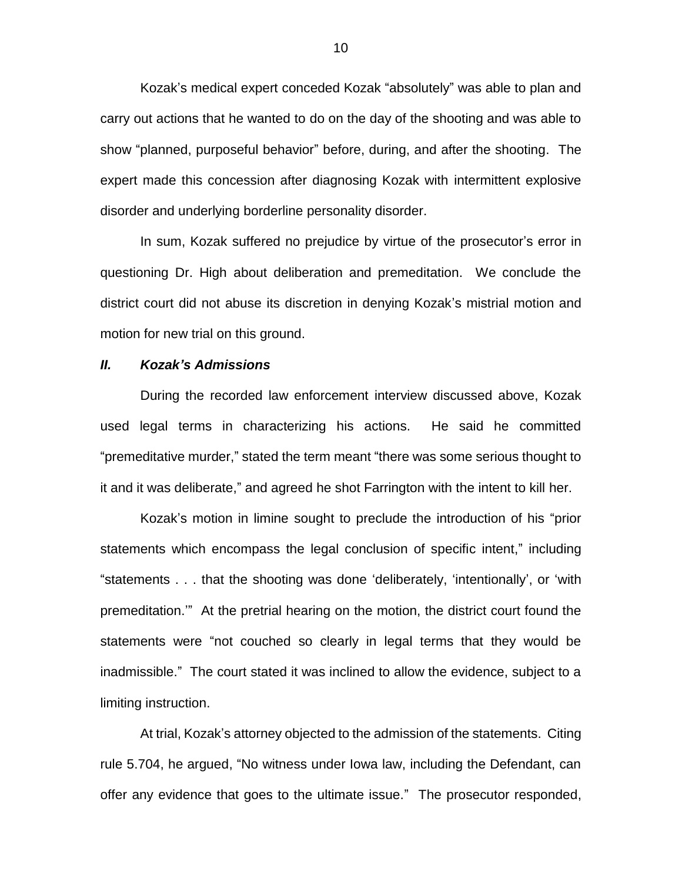Kozak's medical expert conceded Kozak "absolutely" was able to plan and carry out actions that he wanted to do on the day of the shooting and was able to show "planned, purposeful behavior" before, during, and after the shooting. The expert made this concession after diagnosing Kozak with intermittent explosive disorder and underlying borderline personality disorder.

In sum, Kozak suffered no prejudice by virtue of the prosecutor's error in questioning Dr. High about deliberation and premeditation. We conclude the district court did not abuse its discretion in denying Kozak's mistrial motion and motion for new trial on this ground.

### *II. Kozak's Admissions*

During the recorded law enforcement interview discussed above, Kozak used legal terms in characterizing his actions. He said he committed "premeditative murder," stated the term meant "there was some serious thought to it and it was deliberate," and agreed he shot Farrington with the intent to kill her.

Kozak's motion in limine sought to preclude the introduction of his "prior statements which encompass the legal conclusion of specific intent," including "statements . . . that the shooting was done 'deliberately, 'intentionally', or 'with premeditation.'" At the pretrial hearing on the motion, the district court found the statements were "not couched so clearly in legal terms that they would be inadmissible." The court stated it was inclined to allow the evidence, subject to a limiting instruction.

At trial, Kozak's attorney objected to the admission of the statements. Citing rule 5.704, he argued, "No witness under Iowa law, including the Defendant, can offer any evidence that goes to the ultimate issue." The prosecutor responded,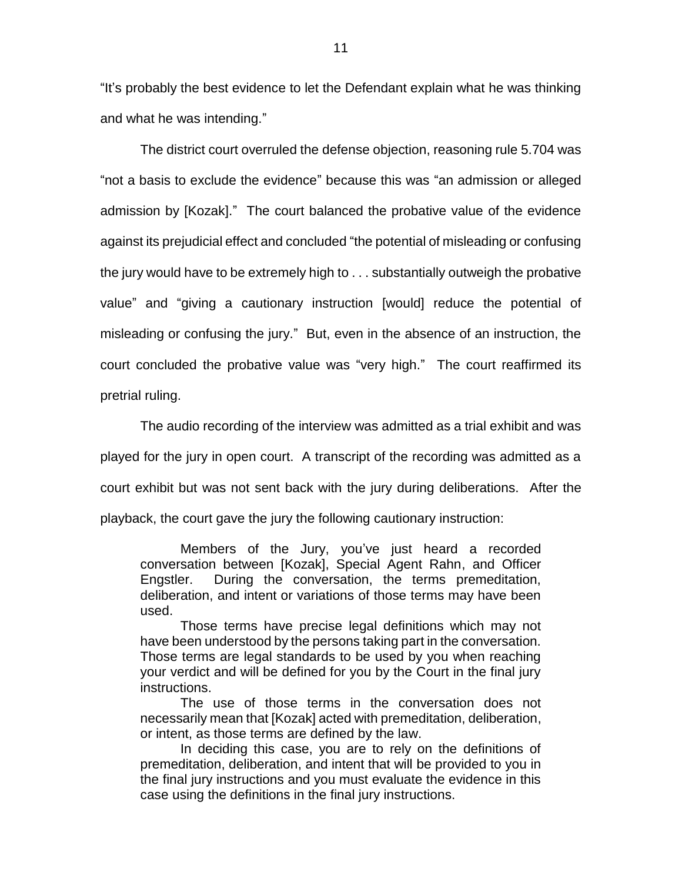"It's probably the best evidence to let the Defendant explain what he was thinking and what he was intending."

The district court overruled the defense objection, reasoning rule 5.704 was "not a basis to exclude the evidence" because this was "an admission or alleged admission by [Kozak]." The court balanced the probative value of the evidence against its prejudicial effect and concluded "the potential of misleading or confusing the jury would have to be extremely high to . . . substantially outweigh the probative value" and "giving a cautionary instruction [would] reduce the potential of misleading or confusing the jury." But, even in the absence of an instruction, the court concluded the probative value was "very high." The court reaffirmed its pretrial ruling.

The audio recording of the interview was admitted as a trial exhibit and was played for the jury in open court. A transcript of the recording was admitted as a court exhibit but was not sent back with the jury during deliberations. After the playback, the court gave the jury the following cautionary instruction:

> Members of the Jury, you've just heard a recorded conversation between [Kozak], Special Agent Rahn, and Officer Engstler. During the conversation, the terms premeditation, deliberation, and intent or variations of those terms may have been used.
>
> Those terms have precise legal definitions which may not have been understood by the persons taking part in the conversation. Those terms are legal standards to be used by you when reaching your verdict and will be defined for you by the Court in the final jury instructions.
>
> The use of those terms in the conversation does not necessarily mean that [Kozak] acted with premeditation, deliberation, or intent, as those terms are defined by the law.
>
> In deciding this case, you are to rely on the definitions of premeditation, deliberation, and intent that will be provided to you in the final jury instructions and you must evaluate the evidence in this case using the definitions in the final jury instructions.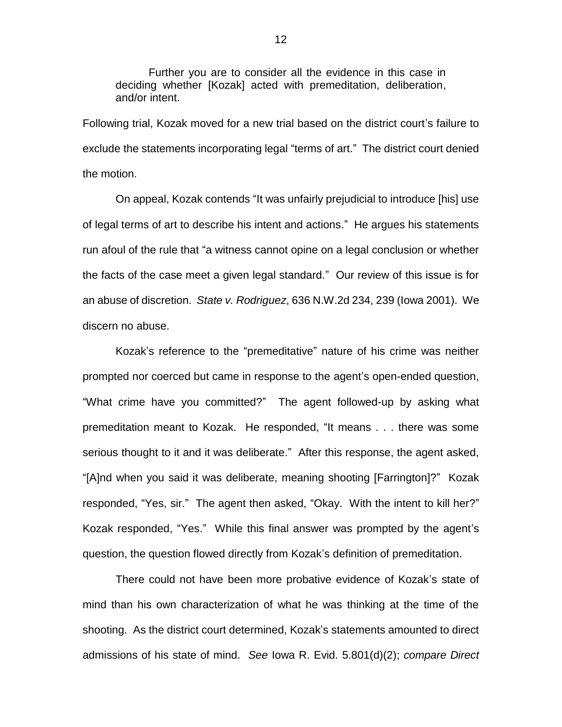Further you are to consider all the evidence in this case in deciding whether [Kozak] acted with premeditation, deliberation, and/or intent.

Following trial, Kozak moved for a new trial based on the district court's failure to exclude the statements incorporating legal "terms of art." The district court denied the motion.

On appeal, Kozak contends "It was unfairly prejudicial to introduce [his] use of legal terms of art to describe his intent and actions." He argues his statements run afoul of the rule that "a witness cannot opine on a legal conclusion or whether the facts of the case meet a given legal standard." Our review of this issue is for an abuse of discretion. *State v. Rodriguez*, 636 N.W.2d 234, 239 (Iowa 2001). We discern no abuse.

Kozak's reference to the "premeditative" nature of his crime was neither prompted nor coerced but came in response to the agent's open-ended question, "What crime have you committed?" The agent followed-up by asking what premeditation meant to Kozak. He responded, "It means . . . there was some serious thought to it and it was deliberate." After this response, the agent asked, "[A]nd when you said it was deliberate, meaning shooting [Farrington]?" Kozak responded, "Yes, sir." The agent then asked, "Okay. With the intent to kill her?" Kozak responded, "Yes." While this final answer was prompted by the agent's question, the question flowed directly from Kozak's definition of premeditation.

There could not have been more probative evidence of Kozak's state of mind than his own characterization of what he was thinking at the time of the shooting. As the district court determined, Kozak's statements amounted to direct admissions of his state of mind. *See* Iowa R. Evid. 5.801(d)(2); *compare Direct*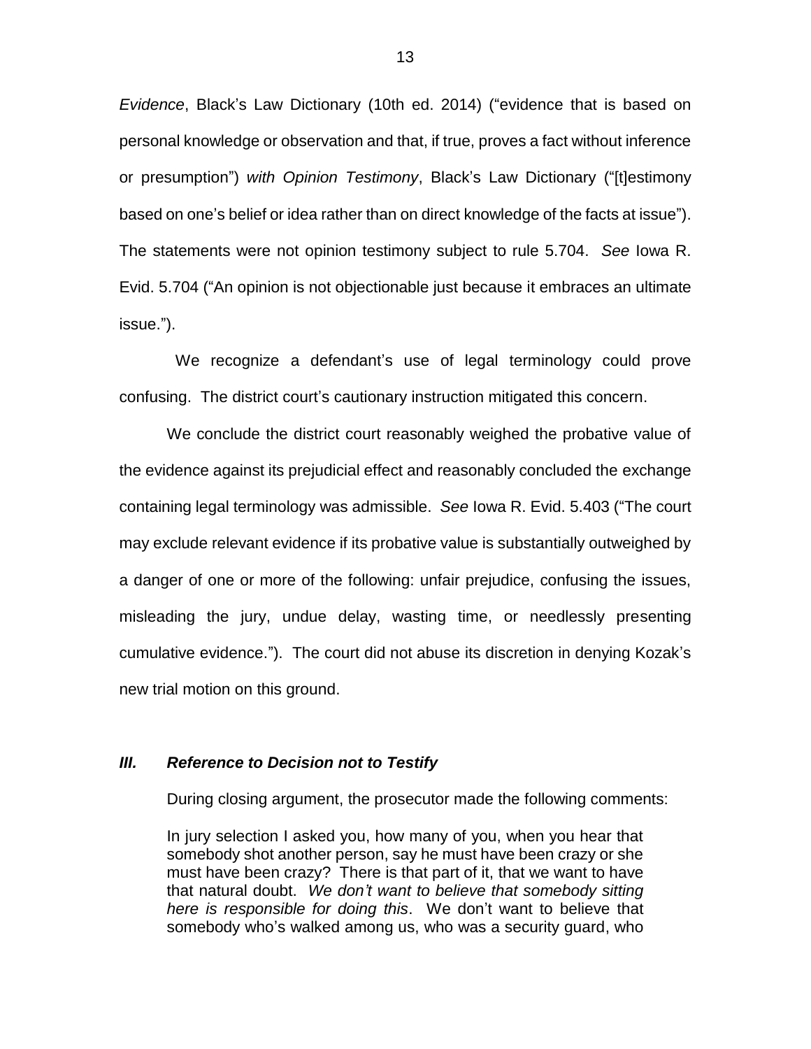*Evidence*, Black's Law Dictionary (10th ed. 2014) ("evidence that is based on personal knowledge or observation and that, if true, proves a fact without inference or presumption") *with Opinion Testimony*, Black's Law Dictionary ("[t]estimony based on one's belief or idea rather than on direct knowledge of the facts at issue"). The statements were not opinion testimony subject to rule 5.704. *See* Iowa R. Evid. 5.704 ("An opinion is not objectionable just because it embraces an ultimate issue.").

We recognize a defendant's use of legal terminology could prove confusing. The district court's cautionary instruction mitigated this concern.

We conclude the district court reasonably weighed the probative value of the evidence against its prejudicial effect and reasonably concluded the exchange containing legal terminology was admissible. *See* Iowa R. Evid. 5.403 ("The court may exclude relevant evidence if its probative value is substantially outweighed by a danger of one or more of the following: unfair prejudice, confusing the issues, misleading the jury, undue delay, wasting time, or needlessly presenting cumulative evidence."). The court did not abuse its discretion in denying Kozak's new trial motion on this ground.

### ***III. Reference to Decision not to Testify***

During closing argument, the prosecutor made the following comments:

> In jury selection I asked you, how many of you, when you hear that somebody shot another person, say he must have been crazy or she must have been crazy? There is that part of it, that we want to have that natural doubt. *We don't want to believe that somebody sitting here is responsible for doing this*. We don't want to believe that somebody who's walked among us, who was a security guard, who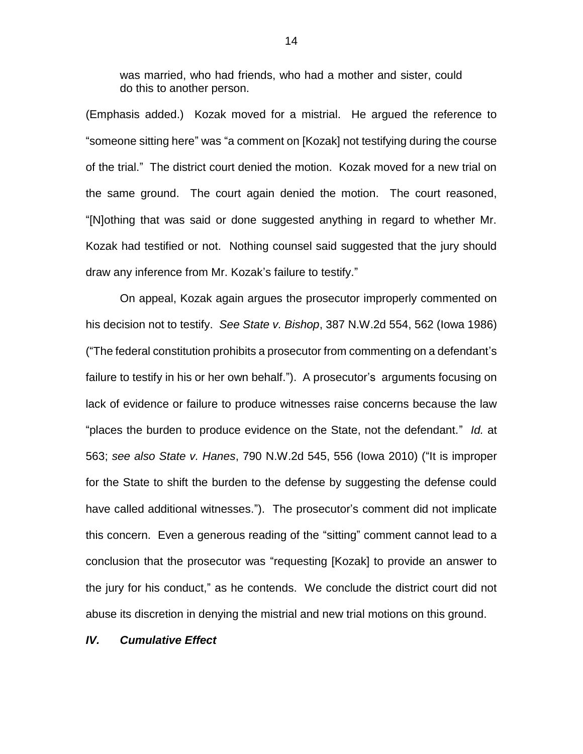> was married, who had friends, who had a mother and sister, could do this to another person.

(Emphasis added.) Kozak moved for a mistrial. He argued the reference to "someone sitting here" was "a comment on [Kozak] not testifying during the course of the trial." The district court denied the motion. Kozak moved for a new trial on the same ground. The court again denied the motion. The court reasoned, "[N]othing that was said or done suggested anything in regard to whether Mr. Kozak had testified or not. Nothing counsel said suggested that the jury should draw any inference from Mr. Kozak's failure to testify."

On appeal, Kozak again argues the prosecutor improperly commented on his decision not to testify. *See State v. Bishop*, 387 N.W.2d 554, 562 (Iowa 1986) ("The federal constitution prohibits a prosecutor from commenting on a defendant's failure to testify in his or her own behalf."). A prosecutor's arguments focusing on lack of evidence or failure to produce witnesses raise concerns because the law "places the burden to produce evidence on the State, not the defendant." *Id.* at 563; *see also State v. Hanes*, 790 N.W.2d 545, 556 (Iowa 2010) ("It is improper for the State to shift the burden to the defense by suggesting the defense could have called additional witnesses."). The prosecutor's comment did not implicate this concern. Even a generous reading of the "sitting" comment cannot lead to a conclusion that the prosecutor was "requesting [Kozak] to provide an answer to the jury for his conduct," as he contends. We conclude the district court did not abuse its discretion in denying the mistrial and new trial motions on this ground.

### ***IV. Cumulative Effect***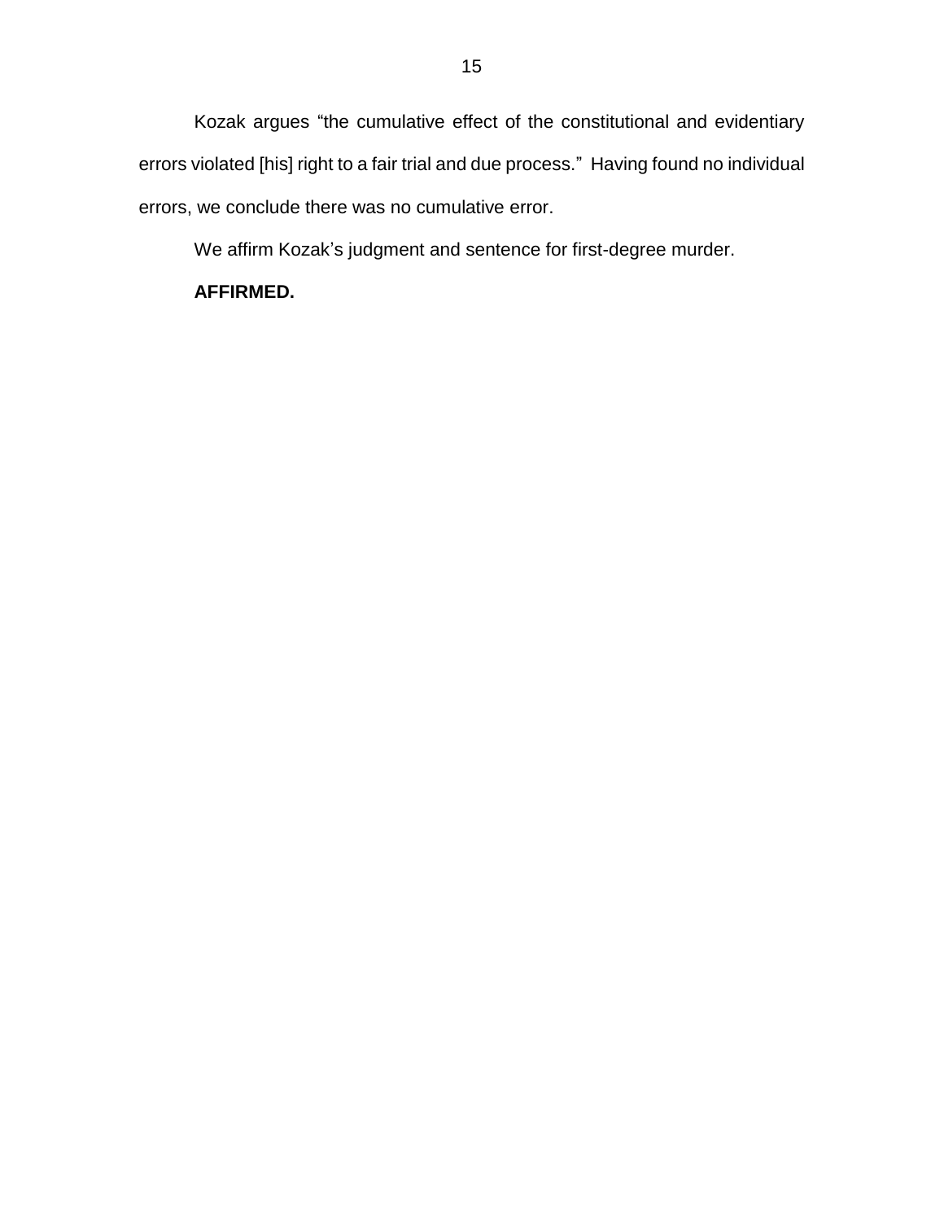Kozak argues "the cumulative effect of the constitutional and evidentiary errors violated [his] right to a fair trial and due process." Having found no individual errors, we conclude there was no cumulative error.

We affirm Kozak's judgment and sentence for first-degree murder.

**AFFIRMED.**